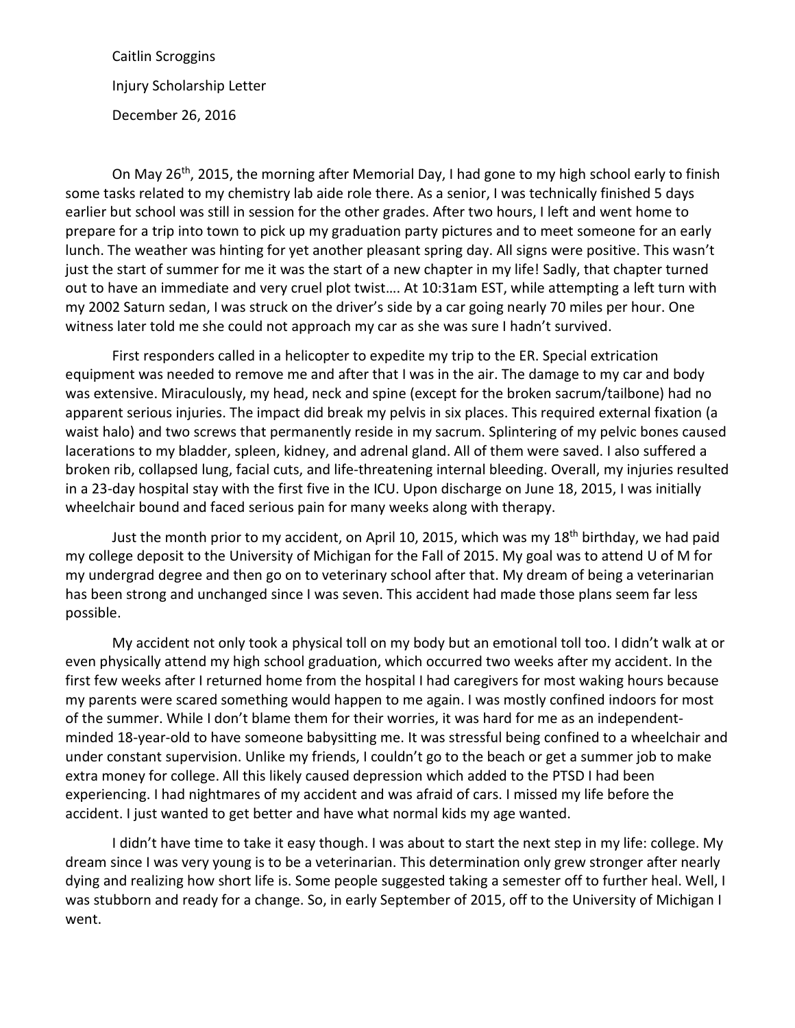Caitlin Scroggins

Injury Scholarship Letter

December 26, 2016

On May 26th, 2015, the morning after Memorial Day, I had gone to my high school early to finish some tasks related to my chemistry lab aide role there. As a senior, I was technically finished 5 days earlier but school was still in session for the other grades. After two hours, I left and went home to prepare for a trip into town to pick up my graduation party pictures and to meet someone for an early lunch. The weather was hinting for yet another pleasant spring day. All signs were positive. This wasn't just the start of summer for me it was the start of a new chapter in my life! Sadly, that chapter turned out to have an immediate and very cruel plot twist…. At 10:31am EST, while attempting a left turn with my 2002 Saturn sedan, I was struck on the driver's side by a car going nearly 70 miles per hour. One witness later told me she could not approach my car as she was sure I hadn't survived.

First responders called in a helicopter to expedite my trip to the ER. Special extrication equipment was needed to remove me and after that I was in the air. The damage to my car and body was extensive. Miraculously, my head, neck and spine (except for the broken sacrum/tailbone) had no apparent serious injuries. The impact did break my pelvis in six places. This required external fixation (a waist halo) and two screws that permanently reside in my sacrum. Splintering of my pelvic bones caused lacerations to my bladder, spleen, kidney, and adrenal gland. All of them were saved. I also suffered a broken rib, collapsed lung, facial cuts, and life-threatening internal bleeding. Overall, my injuries resulted in a 23-day hospital stay with the first five in the ICU. Upon discharge on June 18, 2015, I was initially wheelchair bound and faced serious pain for many weeks along with therapy.

Just the month prior to my accident, on April 10, 2015, which was my 18th birthday, we had paid my college deposit to the University of Michigan for the Fall of 2015. My goal was to attend U of M for my undergrad degree and then go on to veterinary school after that. My dream of being a veterinarian has been strong and unchanged since I was seven. This accident had made those plans seem far less possible.

My accident not only took a physical toll on my body but an emotional toll too. I didn't walk at or even physically attend my high school graduation, which occurred two weeks after my accident. In the first few weeks after I returned home from the hospital I had caregivers for most waking hours because my parents were scared something would happen to me again. I was mostly confined indoors for most of the summer. While I don't blame them for their worries, it was hard for me as an independent-minded 18-year-old to have someone babysitting me. It was stressful being confined to a wheelchair and under constant supervision. Unlike my friends, I couldn't go to the beach or get a summer job to make extra money for college. All this likely caused depression which added to the PTSD I had been experiencing. I had nightmares of my accident and was afraid of cars. I missed my life before the accident. I just wanted to get better and have what normal kids my age wanted.

I didn't have time to take it easy though. I was about to start the next step in my life: college. My dream since I was very young is to be a veterinarian. This determination only grew stronger after nearly dying and realizing how short life is. Some people suggested taking a semester off to further heal. Well, I was stubborn and ready for a change. So, in early September of 2015, off to the University of Michigan I went.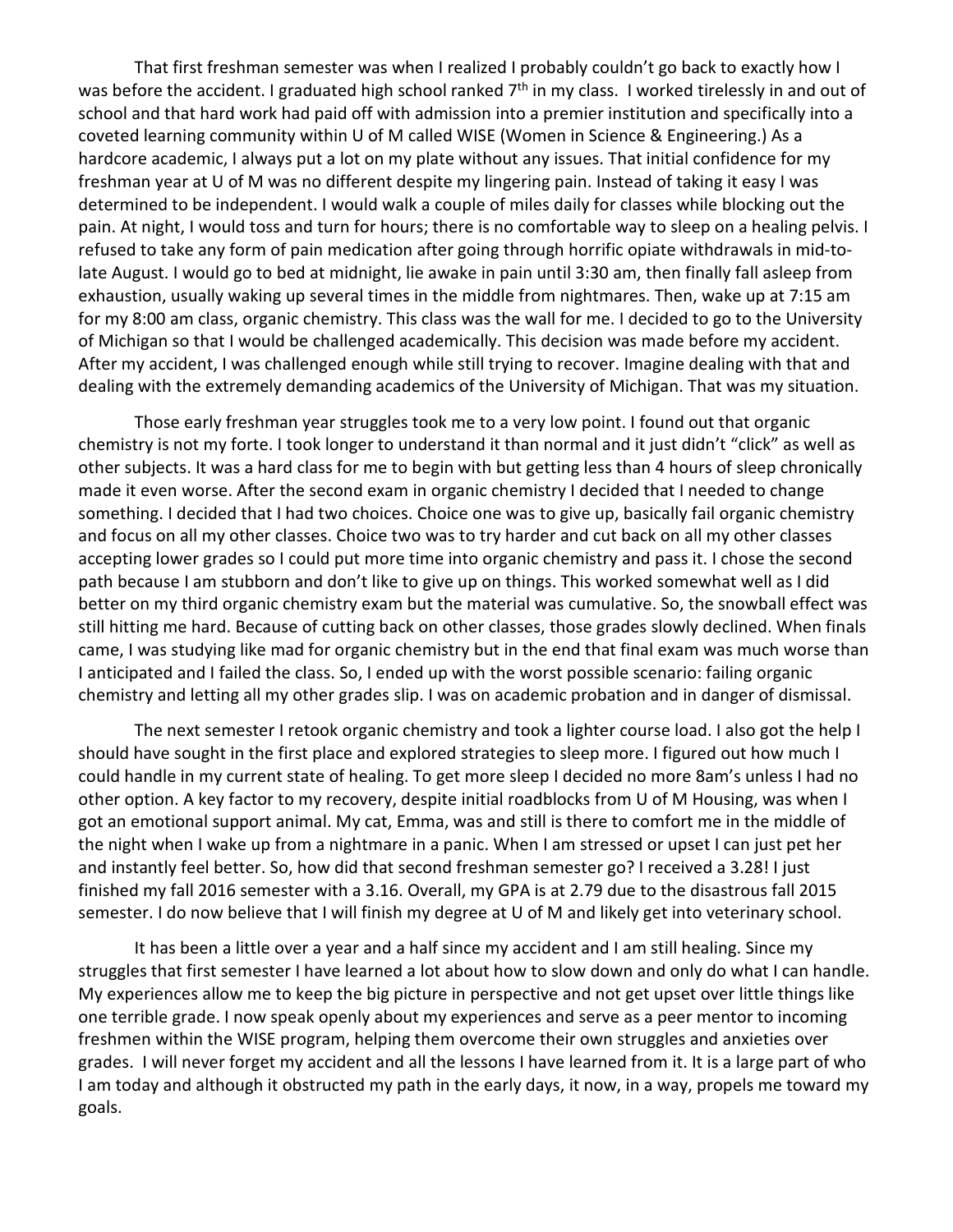That first freshman semester was when I realized I probably couldn't go back to exactly how I was before the accident. I graduated high school ranked 7th in my class. I worked tirelessly in and out of school and that hard work had paid off with admission into a premier institution and specifically into a coveted learning community within U of M called WISE (Women in Science & Engineering.) As a hardcore academic, I always put a lot on my plate without any issues. That initial confidence for my freshman year at U of M was no different despite my lingering pain. Instead of taking it easy I was determined to be independent. I would walk a couple of miles daily for classes while blocking out the pain. At night, I would toss and turn for hours; there is no comfortable way to sleep on a healing pelvis. I refused to take any form of pain medication after going through horrific opiate withdrawals in mid-to-late August. I would go to bed at midnight, lie awake in pain until 3:30 am, then finally fall asleep from exhaustion, usually waking up several times in the middle from nightmares. Then, wake up at 7:15 am for my 8:00 am class, organic chemistry. This class was the wall for me. I decided to go to the University of Michigan so that I would be challenged academically. This decision was made before my accident. After my accident, I was challenged enough while still trying to recover. Imagine dealing with that and dealing with the extremely demanding academics of the University of Michigan. That was my situation.

Those early freshman year struggles took me to a very low point. I found out that organic chemistry is not my forte. I took longer to understand it than normal and it just didn't "click" as well as other subjects. It was a hard class for me to begin with but getting less than 4 hours of sleep chronically made it even worse. After the second exam in organic chemistry I decided that I needed to change something. I decided that I had two choices. Choice one was to give up, basically fail organic chemistry and focus on all my other classes. Choice two was to try harder and cut back on all my other classes accepting lower grades so I could put more time into organic chemistry and pass it. I chose the second path because I am stubborn and don't like to give up on things. This worked somewhat well as I did better on my third organic chemistry exam but the material was cumulative. So, the snowball effect was still hitting me hard. Because of cutting back on other classes, those grades slowly declined. When finals came, I was studying like mad for organic chemistry but in the end that final exam was much worse than I anticipated and I failed the class. So, I ended up with the worst possible scenario: failing organic chemistry and letting all my other grades slip. I was on academic probation and in danger of dismissal.

The next semester I retook organic chemistry and took a lighter course load. I also got the help I should have sought in the first place and explored strategies to sleep more. I figured out how much I could handle in my current state of healing. To get more sleep I decided no more 8am's unless I had no other option. A key factor to my recovery, despite initial roadblocks from U of M Housing, was when I got an emotional support animal. My cat, Emma, was and still is there to comfort me in the middle of the night when I wake up from a nightmare in a panic. When I am stressed or upset I can just pet her and instantly feel better. So, how did that second freshman semester go? I received a 3.28! I just finished my fall 2016 semester with a 3.16. Overall, my GPA is at 2.79 due to the disastrous fall 2015 semester. I do now believe that I will finish my degree at U of M and likely get into veterinary school.

It has been a little over a year and a half since my accident and I am still healing. Since my struggles that first semester I have learned a lot about how to slow down and only do what I can handle. My experiences allow me to keep the big picture in perspective and not get upset over little things like one terrible grade. I now speak openly about my experiences and serve as a peer mentor to incoming freshmen within the WISE program, helping them overcome their own struggles and anxieties over grades. I will never forget my accident and all the lessons I have learned from it. It is a large part of who I am today and although it obstructed my path in the early days, it now, in a way, propels me toward my goals.